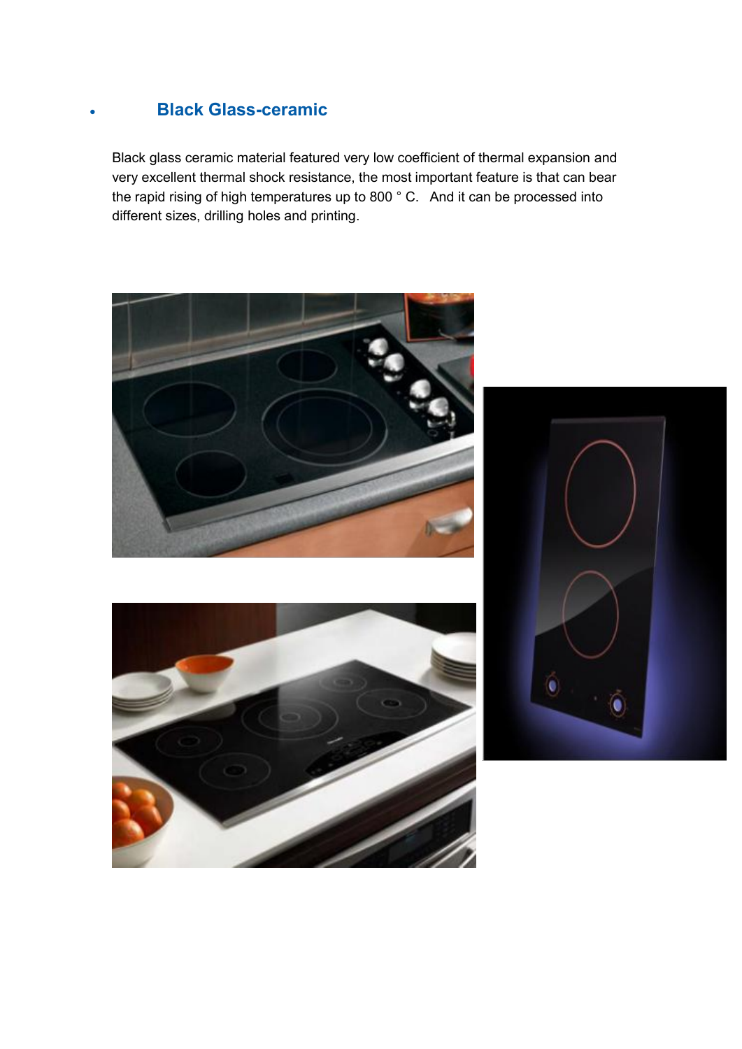- ## Black Glass-ceramic

Black glass ceramic material featured very low coefficient of thermal expansion and very excellent thermal shock resistance, the most important feature is that can bear the rapid rising of high temperatures up to 800 ° C. And it can be processed into different sizes, drilling holes and printing.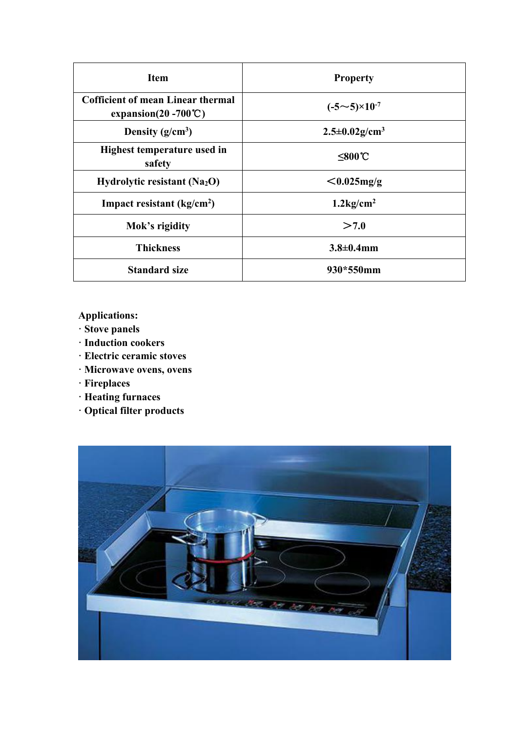| Item | Property |
|---|---|
| Cofficient of mean Linear thermal expansion(20 -700℃) | $(-5～5)\times10^{-7}$ |
| Density ($g/cm^3$) | $2.5\pm0.02g/cm^3$ |
| Highest temperature used in safety | ≤800℃ |
| Hydrolytic resistant ($Na_2O$) | ＜0.025mg/g |
| Impact resistant ($kg/cm^2$) | $1.2kg/cm^2$ |
| Mok's rigidity | ＞7.0 |
| Thickness | 3.8±0.4mm |
| Standard size | 930*550mm |

**Applications:**

· Stove panels
· Induction cookers
· Electric ceramic stoves
· Microwave ovens, ovens
· Fireplaces
· Heating furnaces
· Optical filter products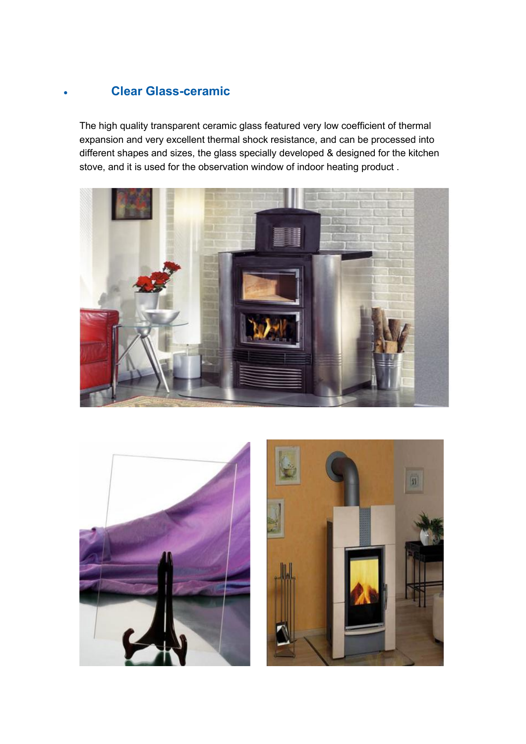- ## Clear Glass-ceramic

The high quality transparent ceramic glass featured very low coefficient of thermal expansion and very excellent thermal shock resistance, and can be processed into different shapes and sizes, the glass specially developed & designed for the kitchen stove, and it is used for the observation window of indoor heating product .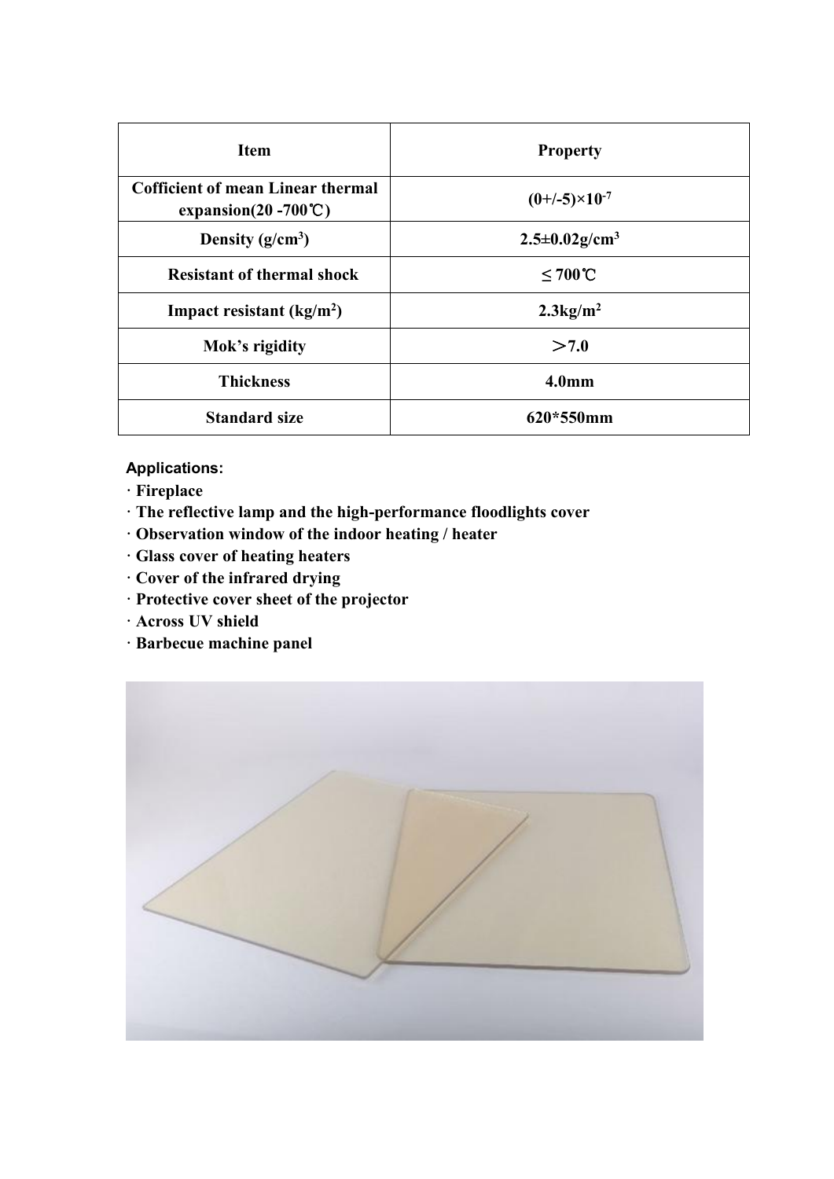| Item | Property |
| --- | --- |
| Cofficient of mean Linear thermal expansion(20 -700℃) | $(0+/-5)\times10^{-7}$ |
| Density ($g/cm^3$) | 2.5±0.02$g/cm^3$ |
| Resistant of thermal shock | ≤ 700℃ |
| Impact resistant ($kg/m^2$) | 2.3$kg/m^2$ |
| Mok's rigidity | ＞7.0 |
| Thickness | 4.0mm |
| Standard size | 620*550mm |

**Applications:**

- **Fireplace**
- **The reflective lamp and the high-performance floodlights cover**
- **Observation window of the indoor heating / heater**
- **Glass cover of heating heaters**
- **Cover of the infrared drying**
- **Protective cover sheet of the projector**
- **Across UV shield**
- **Barbecue machine panel**